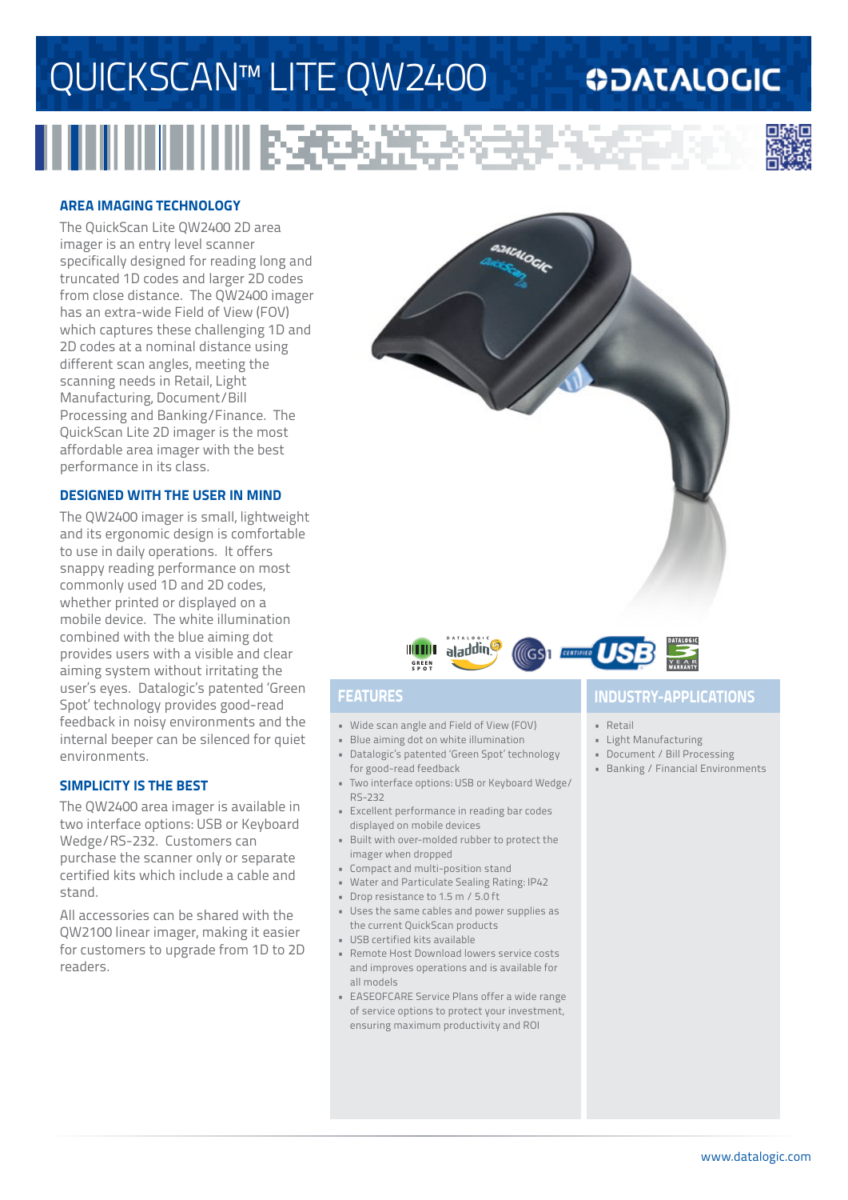# QUICKSCAN™ LITE QW2400

## AREA IMAGING TECHNOLOGY

The QuickScan Lite QW2400 2D area imager is an entry level scanner specifically designed for reading long and truncated 1D codes and larger 2D codes from close distance. The QW2400 imager has an extra-wide Field of View (FOV) which captures these challenging 1D and 2D codes at a nominal distance using different scan angles, meeting the scanning needs in Retail, Light Manufacturing, Document/Bill Processing and Banking/Finance. The QuickScan Lite 2D imager is the most affordable area imager with the best performance in its class.

## DESIGNED WITH THE USER IN MIND

The QW2400 imager is small, lightweight and its ergonomic design is comfortable to use in daily operations. It offers snappy reading performance on most commonly used 1D and 2D codes, whether printed or displayed on a mobile device. The white illumination combined with the blue aiming dot provides users with a visible and clear aiming system without irritating the user's eyes. Datalogic's patented 'Green Spot' technology provides good-read feedback in noisy environments and the internal beeper can be silenced for quiet environments.

## SIMPLICITY IS THE BEST

The QW2400 area imager is available in two interface options: USB or Keyboard Wedge/RS-232. Customers can purchase the scanner only or separate certified kits which include a cable and stand.

All accessories can be shared with the QW2100 linear imager, making it easier for customers to upgrade from 1D to 2D readers.

## FEATURES

- Wide scan angle and Field of View (FOV)
- Blue aiming dot on white illumination
- Datalogic's patented 'Green Spot' technology for good-read feedback
- Two interface options: USB or Keyboard Wedge/RS-232
- Excellent performance in reading bar codes displayed on mobile devices
- Built with over-molded rubber to protect the imager when dropped
- Compact and multi-position stand
- Water and Particulate Sealing Rating: IP42
- Drop resistance to 1.5 m / 5.0 ft
- Uses the same cables and power supplies as the current QuickScan products
- USB certified kits available
- Remote Host Download lowers service costs and improves operations and is available for all models
- EASEOFCARE Service Plans offer a wide range of service options to protect your investment, ensuring maximum productivity and ROI

## INDUSTRY-APPLICATIONS

- Retail
- Light Manufacturing
- Document / Bill Processing
- Banking / Financial Environments

www.datalogic.com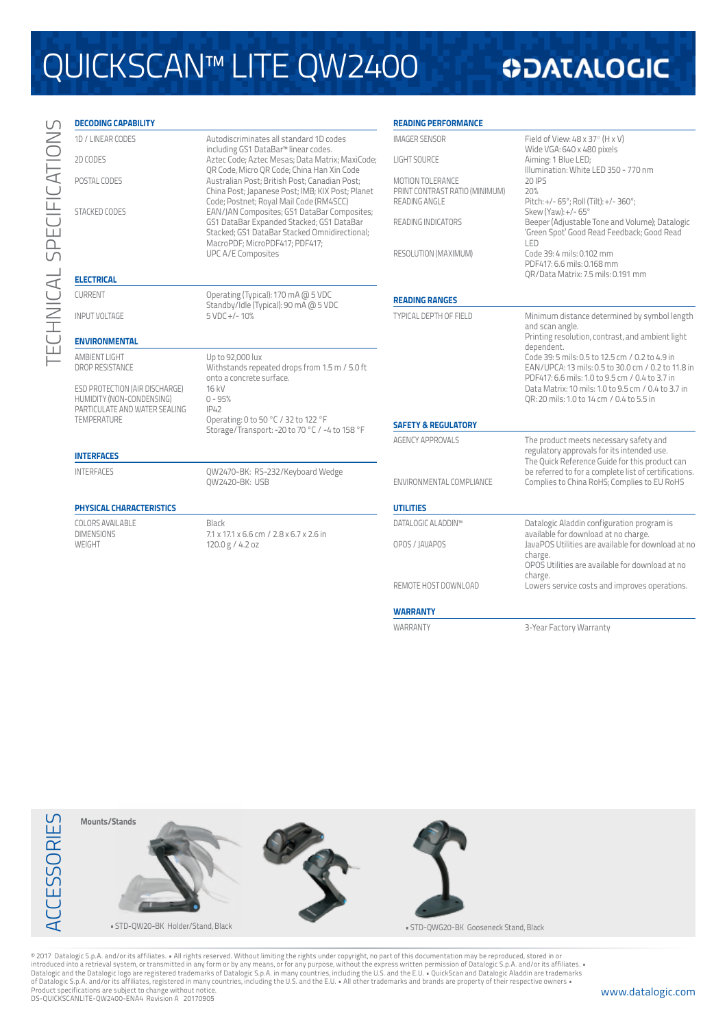# QUICKSCAN™ LITE QW2400

## TECHNICAL SPECIFICATIONS

### DECODING CAPABILITY

| | |
|---|---|
| 1D / LINEAR CODES | Autodiscriminates all standard 1D codes including GS1 DataBar™ linear codes. |
| 2D CODES | Aztec Code; Aztec Mesas; Data Matrix; MaxiCode; QR Code, Micro QR Code; China Han Xin Code |
| POSTAL CODES | Australian Post; British Post; Canadian Post; China Post; Japanese Post; IMB; KIX Post; Planet Code; Postnet; Royal Mail Code (RM4SCC) |
| STACKED CODES | EAN/JAN Composites; GS1 DataBar Composites; GS1 DataBar Expanded Stacked; GS1 DataBar Stacked; GS1 DataBar Stacked Omnidirectional; MacroPDF; MicroPDF417; PDF417; UPC A/E Composites |

### ELECTRICAL

| | |
|---|---|
| CURRENT | Operating (Typical): 170 mA @ 5 VDC<br>Standby/Idle (Typical): 90 mA @ 5 VDC |
| INPUT VOLTAGE | 5 VDC +/- 10% |

### ENVIRONMENTAL

| | |
|---|---|
| AMBIENT LIGHT | Up to 92,000 lux |
| DROP RESISTANCE | Withstands repeated drops from 1.5 m / 5.0 ft onto a concrete surface. |
| ESD PROTECTION (AIR DISCHARGE) | 16 kV |
| HUMIDITY (NON-CONDENSING) | 0 - 95% |
| PARTICULATE AND WATER SEALING | IP42 |
| TEMPERATURE | Operating: 0 to 50 °C / 32 to 122 °F<br>Storage/Transport: -20 to 70 °C / -4 to 158 °F |

### INTERFACES

| | |
|---|---|
| INTERFACES | QW2470-BK: RS-232/Keyboard Wedge<br>QW2420-BK: USB |

### PHYSICAL CHARACTERISTICS

| | |
|---|---|
| COLORS AVAILABLE | Black |
| DIMENSIONS | 7.1 x 17.1 x 6.6 cm / 2.8 x 6.7 x 2.6 in |
| WEIGHT | 120.0 g / 4.2 oz |

### READING PERFORMANCE

| | |
|---|---|
| IMAGER SENSOR | Field of View: 48 x 37° (H x V)<br>Wide VGA: 640 x 480 pixels |
| LIGHT SOURCE | Aiming: 1 Blue LED;<br>Illumination: White LED 350 - 770 nm |
| MOTION TOLERANCE | 20 IPS |
| PRINT CONTRAST RATIO (MINIMUM) | 20% |
| READING ANGLE | Pitch: +/- 65°; Roll (Tilt): +/- 360°;<br>Skew (Yaw): +/- 65° |
| READING INDICATORS | Beeper (Adjustable Tone and Volume); Datalogic 'Green Spot' Good Read Feedback; Good Read LED |
| RESOLUTION (MAXIMUM) | Code 39: 4 mils: 0.102 mm<br>PDF417: 6.6 mils: 0.168 mm<br>QR/Data Matrix: 7.5 mils: 0.191 mm |

### READING RANGES

| | |
|---|---|
| TYPICAL DEPTH OF FIELD | Minimum distance determined by symbol length and scan angle.<br>Printing resolution, contrast, and ambient light dependent.<br>Code 39: 5 mils: 0.5 to 12.5 cm / 0.2 to 4.9 in<br>EAN/UPCA: 13 mils: 0.5 to 30.0 cm / 0.2 to 11.8 in<br>PDF417: 6.6 mils: 1.0 to 9.5 cm / 0.4 to 3.7 in<br>Data Matrix: 10 mils: 1.0 to 9.5 cm / 0.4 to 3.7 in<br>QR: 20 mils: 1.0 to 14 cm / 0.4 to 5.5 in |

### SAFETY & REGULATORY

| | |
|---|---|
| AGENCY APPROVALS | The product meets necessary safety and regulatory approvals for its intended use.<br>The Quick Reference Guide for this product can be referred to for a complete list of certifications. |
| ENVIRONMENTAL COMPLIANCE | Complies to China RoHS; Complies to EU RoHS |

### UTILITIES

| | |
|---|---|
| DATALOGIC ALADDIN™ | Datalogic Aladdin configuration program is available for download at no charge. |
| OPOS / JAVAPOS | JavaPOS Utilities are available for download at no charge.<br>OPOS Utilities are available for download at no charge. |
| REMOTE HOST DOWNLOAD | Lowers service costs and improves operations. |

### WARRANTY

| | |
|---|---|
| WARRANTY | 3-Year Factory Warranty |

## ACCESSORIES

**Mounts/Stands**

- STD-QW20-BK Holder/Stand, Black
- STD-QWG20-BK Gooseneck Stand, Black

© 2017 Datalogic S.p.A. and/or its affiliates. • All rights reserved. Without limiting the rights under copyright, no part of this documentation may be reproduced, stored in or introduced into a retrieval system, or transmitted in any form or by any means, or for any purpose, without the express written permission of Datalogic S.p.A. and/or its affiliates. • Datalogic and the Datalogic logo are registered trademarks of Datalogic S.p.A. in many countries, including the U.S. and the E.U. • QuickScan and Datalogic Aladdin are trademarks of Datalogic S.p.A. and/or its affiliates, registered in many countries, including the U.S. and the E.U. • All other trademarks and brands are property of their respective owners • Product specifications are subject to change without notice.
DS-QUICKSCANLITE-QW2400-ENA4 Revision A 20170905

www.datalogic.com